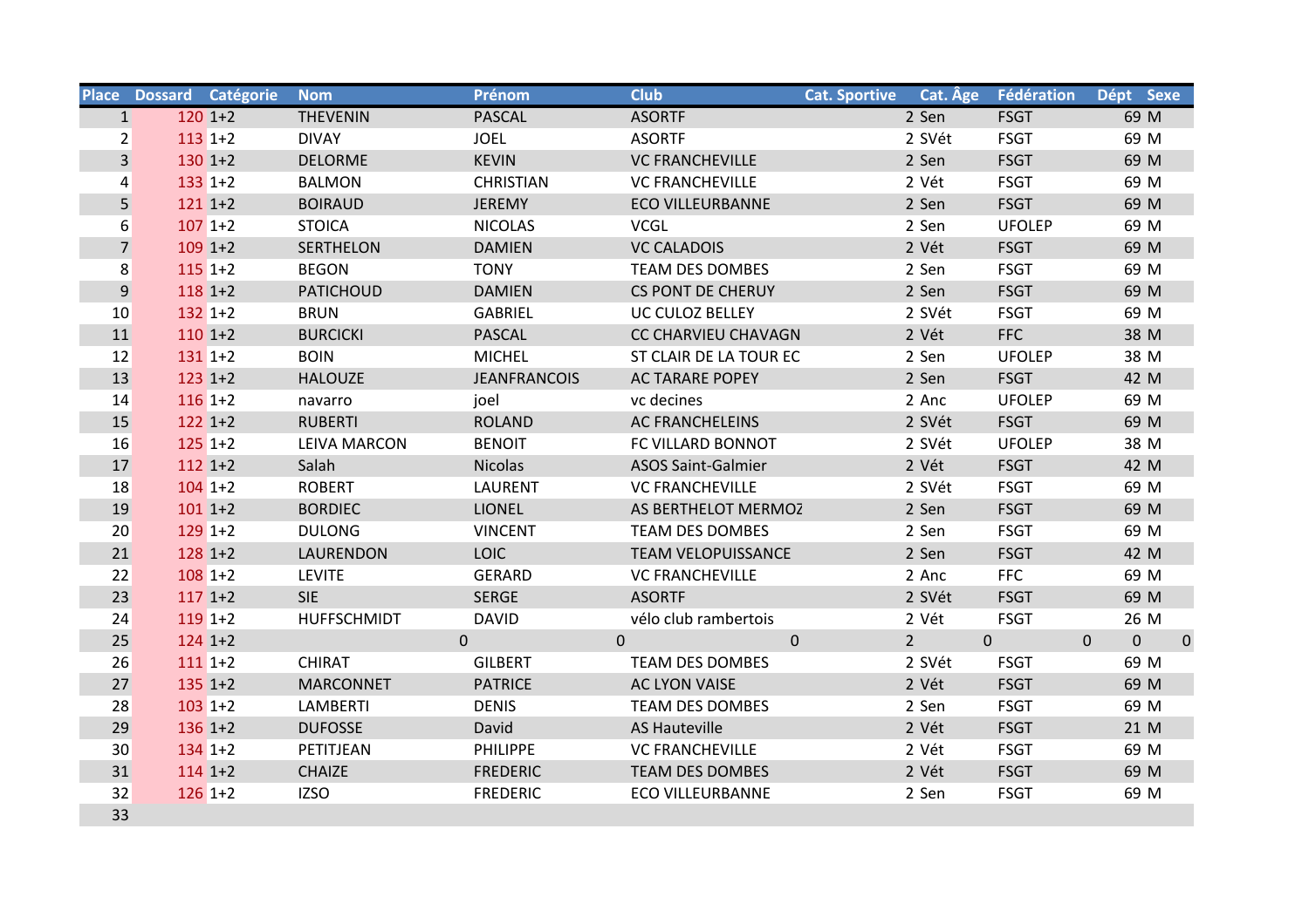| Place | Dossard | Catégorie | Nom | Prénom | Club | Cat. Sportive | Cat. Âge | Fédération | Dépt | Sexe |
|---|---|---|---|---|---|---|---|---|---|---|
| 1 | 120 | 1+2 | THEVENIN | PASCAL | ASORTF | 2 | Sen | FSGT | 69 | M |
| 2 | 113 | 1+2 | DIVAY | JOEL | ASORTF | 2 | SVét | FSGT | 69 | M |
| 3 | 130 | 1+2 | DELORME | KEVIN | VC FRANCHEVILLE | 2 | Sen | FSGT | 69 | M |
| 4 | 133 | 1+2 | BALMON | CHRISTIAN | VC FRANCHEVILLE | 2 | Vét | FSGT | 69 | M |
| 5 | 121 | 1+2 | BOIRAUD | JEREMY | ECO VILLEURBANNE | 2 | Sen | FSGT | 69 | M |
| 6 | 107 | 1+2 | STOICA | NICOLAS | VCGL | 2 | Sen | UFOLEP | 69 | M |
| 7 | 109 | 1+2 | SERTHELON | DAMIEN | VC CALADOIS | 2 | Vét | FSGT | 69 | M |
| 8 | 115 | 1+2 | BEGON | TONY | TEAM DES DOMBES | 2 | Sen | FSGT | 69 | M |
| 9 | 118 | 1+2 | PATICHOUD | DAMIEN | CS PONT DE CHERUY | 2 | Sen | FSGT | 69 | M |
| 10 | 132 | 1+2 | BRUN | GABRIEL | UC CULOZ BELLEY | 2 | SVét | FSGT | 69 | M |
| 11 | 110 | 1+2 | BURCICKI | PASCAL | CC CHARVIEU CHAVAGN | 2 | Vét | FFC | 38 | M |
| 12 | 131 | 1+2 | BOIN | MICHEL | ST CLAIR DE LA TOUR EC | 2 | Sen | UFOLEP | 38 | M |
| 13 | 123 | 1+2 | HALOUZE | JEANFRANCOIS | AC TARARE POPEY | 2 | Sen | FSGT | 42 | M |
| 14 | 116 | 1+2 | navarro | joel | vc decines | 2 | Anc | UFOLEP | 69 | M |
| 15 | 122 | 1+2 | RUBERTI | ROLAND | AC FRANCHELEINS | 2 | SVét | FSGT | 69 | M |
| 16 | 125 | 1+2 | LEIVA MARCON | BENOIT | FC VILLARD BONNOT | 2 | SVét | UFOLEP | 38 | M |
| 17 | 112 | 1+2 | Salah | Nicolas | ASOS Saint-Galmier | 2 | Vét | FSGT | 42 | M |
| 18 | 104 | 1+2 | ROBERT | LAURENT | VC FRANCHEVILLE | 2 | SVét | FSGT | 69 | M |
| 19 | 101 | 1+2 | BORDIEC | LIONEL | AS BERTHELOT MERMOZ | 2 | Sen | FSGT | 69 | M |
| 20 | 129 | 1+2 | DULONG | VINCENT | TEAM DES DOMBES | 2 | Sen | FSGT | 69 | M |
| 21 | 128 | 1+2 | LAURENDON | LOIC | TEAM VELOPUISSANCE | 2 | Sen | FSGT | 42 | M |
| 22 | 108 | 1+2 | LEVITE | GERARD | VC FRANCHEVILLE | 2 | Anc | FFC | 69 | M |
| 23 | 117 | 1+2 | SIE | SERGE | ASORTF | 2 | SVét | FSGT | 69 | M |
| 24 | 119 | 1+2 | HUFFSCHMIDT | DAVID | vélo club rambertois | 2 | Vét | FSGT | 26 | M |
| 25 | 124 | 1+2 | 0 | 0 | 0 | 2 | 0 | 0 | 0 | 0 |
| 26 | 111 | 1+2 | CHIRAT | GILBERT | TEAM DES DOMBES | 2 | SVét | FSGT | 69 | M |
| 27 | 135 | 1+2 | MARCONNET | PATRICE | AC LYON VAISE | 2 | Vét | FSGT | 69 | M |
| 28 | 103 | 1+2 | LAMBERTI | DENIS | TEAM DES DOMBES | 2 | Sen | FSGT | 69 | M |
| 29 | 136 | 1+2 | DUFOSSE | David | AS Hauteville | 2 | Vét | FSGT | 21 | M |
| 30 | 134 | 1+2 | PETITJEAN | PHILIPPE | VC FRANCHEVILLE | 2 | Vét | FSGT | 69 | M |
| 31 | 114 | 1+2 | CHAIZE | FREDERIC | TEAM DES DOMBES | 2 | Vét | FSGT | 69 | M |
| 32 | 126 | 1+2 | IZSO | FREDERIC | ECO VILLEURBANNE | 2 | Sen | FSGT | 69 | M |
| 33 | | | | | | | | | | |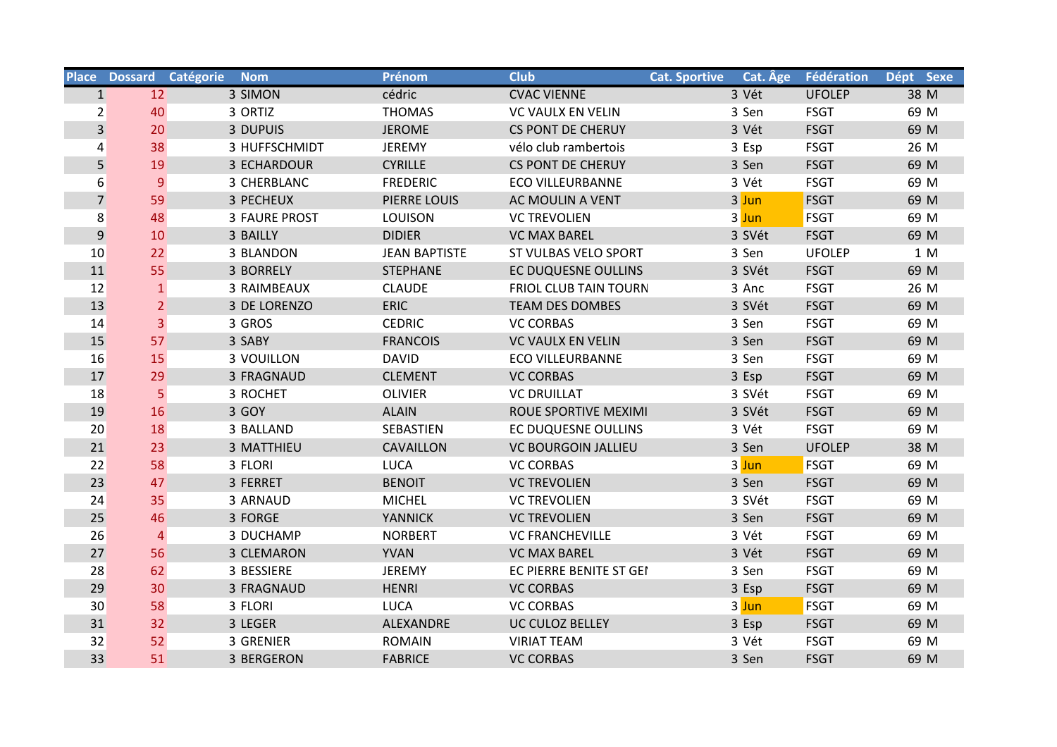| Place | Dossard | Catégorie | Nom | Prénom | Club | Cat. Sportive | Cat. Âge | Fédération | Dépt | Sexe |
|---|---|---|---|---|---|---|---|---|---|---|
| 1 | 12 | 3 | SIMON | cédric | CVAC VIENNE | 3 | Vét | UFOLEP | 38 | M |
| 2 | 40 | 3 | ORTIZ | THOMAS | VC VAULX EN VELIN | 3 | Sen | FSGT | 69 | M |
| 3 | 20 | 3 | DUPUIS | JEROME | CS PONT DE CHERUY | 3 | Vét | FSGT | 69 | M |
| 4 | 38 | 3 | HUFFSCHMIDT | JEREMY | vélo club rambertois | 3 | Esp | FSGT | 26 | M |
| 5 | 19 | 3 | ECHARDOUR | CYRILLE | CS PONT DE CHERUY | 3 | Sen | FSGT | 69 | M |
| 6 | 9 | 3 | CHERBLANC | FREDERIC | ECO VILLEURBANNE | 3 | Vét | FSGT | 69 | M |
| 7 | 59 | 3 | PECHEUX | PIERRE LOUIS | AC MOULIN A VENT | 3 | Jun | FSGT | 69 | M |
| 8 | 48 | 3 | FAURE PROST | LOUISON | VC TREVOLIEN | 3 | Jun | FSGT | 69 | M |
| 9 | 10 | 3 | BAILLY | DIDIER | VC MAX BAREL | 3 | SVét | FSGT | 69 | M |
| 10 | 22 | 3 | BLANDON | JEAN BAPTISTE | ST VULBAS VELO SPORT | 3 | Sen | UFOLEP | 1 | M |
| 11 | 55 | 3 | BORRELY | STEPHANE | EC DUQUESNE OULLINS | 3 | SVét | FSGT | 69 | M |
| 12 | 1 | 3 | RAIMBEAUX | CLAUDE | FRIOL CLUB TAIN TOURN | 3 | Anc | FSGT | 26 | M |
| 13 | 2 | 3 | DE LORENZO | ERIC | TEAM DES DOMBES | 3 | SVét | FSGT | 69 | M |
| 14 | 3 | 3 | GROS | CEDRIC | VC CORBAS | 3 | Sen | FSGT | 69 | M |
| 15 | 57 | 3 | SABY | FRANCOIS | VC VAULX EN VELIN | 3 | Sen | FSGT | 69 | M |
| 16 | 15 | 3 | VOUILLON | DAVID | ECO VILLEURBANNE | 3 | Sen | FSGT | 69 | M |
| 17 | 29 | 3 | FRAGNAUD | CLEMENT | VC CORBAS | 3 | Esp | FSGT | 69 | M |
| 18 | 5 | 3 | ROCHET | OLIVIER | VC DRUILLAT | 3 | SVét | FSGT | 69 | M |
| 19 | 16 | 3 | GOY | ALAIN | ROUE SPORTIVE MEXIMI | 3 | SVét | FSGT | 69 | M |
| 20 | 18 | 3 | BALLAND | SEBASTIEN | EC DUQUESNE OULLINS | 3 | Vét | FSGT | 69 | M |
| 21 | 23 | 3 | MATTHIEU | CAVAILLON | VC BOURGOIN JALLIEU | 3 | Sen | UFOLEP | 38 | M |
| 22 | 58 | 3 | FLORI | LUCA | VC CORBAS | 3 | Jun | FSGT | 69 | M |
| 23 | 47 | 3 | FERRET | BENOIT | VC TREVOLIEN | 3 | Sen | FSGT | 69 | M |
| 24 | 35 | 3 | ARNAUD | MICHEL | VC TREVOLIEN | 3 | SVét | FSGT | 69 | M |
| 25 | 46 | 3 | FORGE | YANNICK | VC TREVOLIEN | 3 | Sen | FSGT | 69 | M |
| 26 | 4 | 3 | DUCHAMP | NORBERT | VC FRANCHEVILLE | 3 | Vét | FSGT | 69 | M |
| 27 | 56 | 3 | CLEMARON | YVAN | VC MAX BAREL | 3 | Vét | FSGT | 69 | M |
| 28 | 62 | 3 | BESSIERE | JEREMY | EC PIERRE BENITE ST GEI | 3 | Sen | FSGT | 69 | M |
| 29 | 30 | 3 | FRAGNAUD | HENRI | VC CORBAS | 3 | Esp | FSGT | 69 | M |
| 30 | 58 | 3 | FLORI | LUCA | VC CORBAS | 3 | Jun | FSGT | 69 | M |
| 31 | 32 | 3 | LEGER | ALEXANDRE | UC CULOZ BELLEY | 3 | Esp | FSGT | 69 | M |
| 32 | 52 | 3 | GRENIER | ROMAIN | VIRIAT TEAM | 3 | Vét | FSGT | 69 | M |
| 33 | 51 | 3 | BERGERON | FABRICE | VC CORBAS | 3 | Sen | FSGT | 69 | M |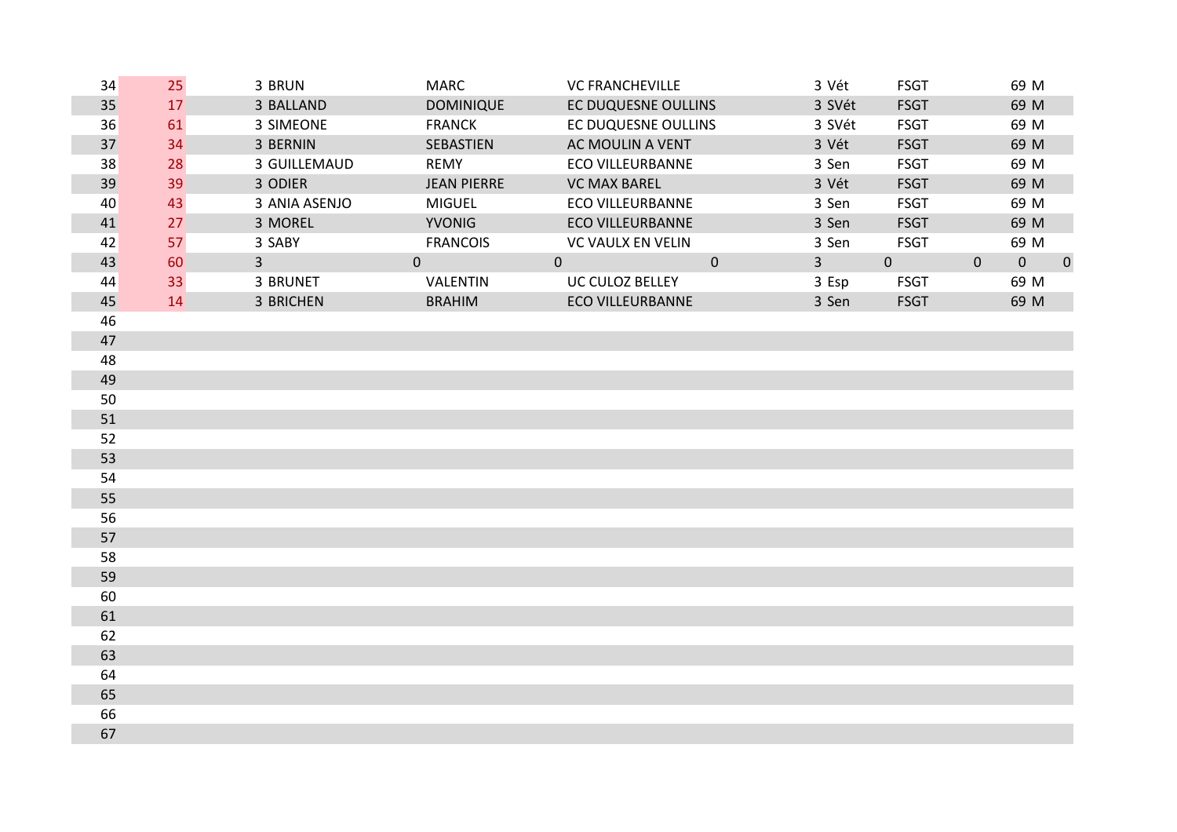| | | | | | | | | | | | | | |
|---|---|---|---|---|---|---|---|---|---|---|---|---|---|
| 34 | 25 | 3 | BRUN | MARC | VC FRANCHEVILLE | | 3 | Vét | FSGT | | 69 | M | |
| 35 | 17 | 3 | BALLAND | DOMINIQUE | EC DUQUESNE OULLINS | | 3 | SVét | FSGT | | 69 | M | |
| 36 | 61 | 3 | SIMEONE | FRANCK | EC DUQUESNE OULLINS | | 3 | SVét | FSGT | | 69 | M | |
| 37 | 34 | 3 | BERNIN | SEBASTIEN | AC MOULIN A VENT | | 3 | Vét | FSGT | | 69 | M | |
| 38 | 28 | 3 | GUILLEMAUD | REMY | ECO VILLEURBANNE | | 3 | Sen | FSGT | | 69 | M | |
| 39 | 39 | 3 | ODIER | JEAN PIERRE | VC MAX BAREL | | 3 | Vét | FSGT | | 69 | M | |
| 40 | 43 | 3 | ANIA ASENJO | MIGUEL | ECO VILLEURBANNE | | 3 | Sen | FSGT | | 69 | M | |
| 41 | 27 | 3 | MOREL | YVONIG | ECO VILLEURBANNE | | 3 | Sen | FSGT | | 69 | M | |
| 42 | 57 | 3 | SABY | FRANCOIS | VC VAULX EN VELIN | | 3 | Sen | FSGT | | 69 | M | |
| 43 | 60 | 3 | | 0 | 0 | 0 | 3 | | 0 | 0 | 0 | | 0 |
| 44 | 33 | 3 | BRUNET | VALENTIN | UC CULOZ BELLEY | | 3 | Esp | FSGT | | 69 | M | |
| 45 | 14 | 3 | BRICHEN | BRAHIM | ECO VILLEURBANNE | | 3 | Sen | FSGT | | 69 | M | |
| 46 | | | | | | | | | | | | | |
| 47 | | | | | | | | | | | | | |
| 48 | | | | | | | | | | | | | |
| 49 | | | | | | | | | | | | | |
| 50 | | | | | | | | | | | | | |
| 51 | | | | | | | | | | | | | |
| 52 | | | | | | | | | | | | | |
| 53 | | | | | | | | | | | | | |
| 54 | | | | | | | | | | | | | |
| 55 | | | | | | | | | | | | | |
| 56 | | | | | | | | | | | | | |
| 57 | | | | | | | | | | | | | |
| 58 | | | | | | | | | | | | | |
| 59 | | | | | | | | | | | | | |
| 60 | | | | | | | | | | | | | |
| 61 | | | | | | | | | | | | | |
| 62 | | | | | | | | | | | | | |
| 63 | | | | | | | | | | | | | |
| 64 | | | | | | | | | | | | | |
| 65 | | | | | | | | | | | | | |
| 66 | | | | | | | | | | | | | |
| 67 | | | | | | | | | | | | | |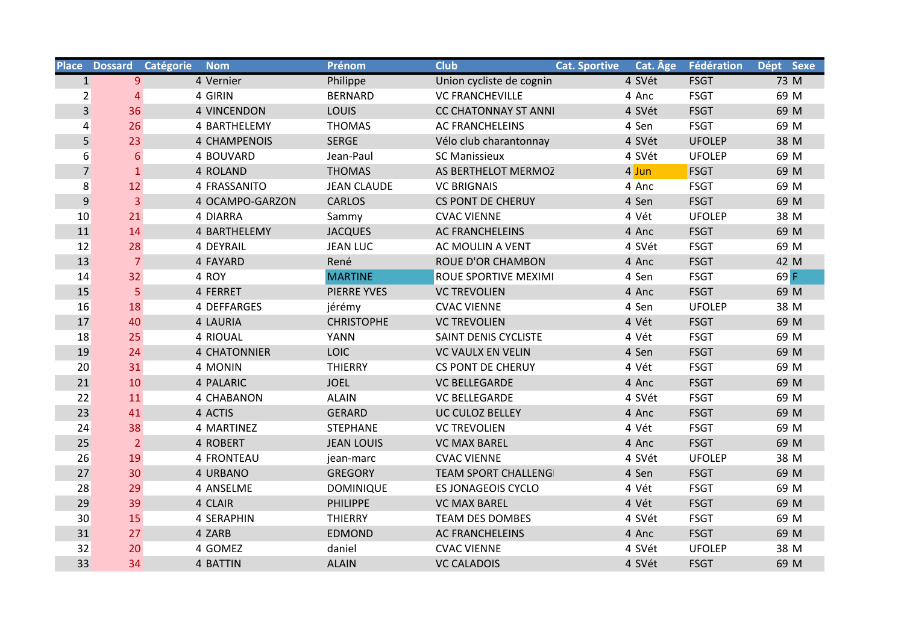| Place | Dossard | Catégorie | Nom | Prénom | Club | Cat. Sportive | Cat. Âge | Fédération | Dépt | Sexe |
|---|---|---|---|---|---|---|---|---|---|---|
| 1 | 9 | 4 | Vernier | Philippe | Union cycliste de cognin | 4 | SVét | FSGT | 73 | M |
| 2 | 4 | 4 | GIRIN | BERNARD | VC FRANCHEVILLE | 4 | Anc | FSGT | 69 | M |
| 3 | 36 | 4 | VINCENDON | LOUIS | CC CHATONNAY ST ANNI | 4 | SVét | FSGT | 69 | M |
| 4 | 26 | 4 | BARTHELEMY | THOMAS | AC FRANCHELEINS | 4 | Sen | FSGT | 69 | M |
| 5 | 23 | 4 | CHAMPENOIS | SERGE | Vélo club charantonnay | 4 | SVét | UFOLEP | 38 | M |
| 6 | 6 | 4 | BOUVARD | Jean-Paul | SC Manissieux | 4 | SVét | UFOLEP | 69 | M |
| 7 | 1 | 4 | ROLAND | THOMAS | AS BERTHELOT MERMOZ | 4 | Jun | FSGT | 69 | M |
| 8 | 12 | 4 | FRASSANITO | JEAN CLAUDE | VC BRIGNAIS | 4 | Anc | FSGT | 69 | M |
| 9 | 3 | 4 | OCAMPO-GARZON | CARLOS | CS PONT DE CHERUY | 4 | Sen | FSGT | 69 | M |
| 10 | 21 | 4 | DIARRA | Sammy | CVAC VIENNE | 4 | Vét | UFOLEP | 38 | M |
| 11 | 14 | 4 | BARTHELEMY | JACQUES | AC FRANCHELEINS | 4 | Anc | FSGT | 69 | M |
| 12 | 28 | 4 | DEYRAIL | JEAN LUC | AC MOULIN A VENT | 4 | SVét | FSGT | 69 | M |
| 13 | 7 | 4 | FAYARD | René | ROUE D'OR CHAMBON | 4 | Anc | FSGT | 42 | M |
| 14 | 32 | 4 | ROY | MARTINE | ROUE SPORTIVE MEXIMI | 4 | Sen | FSGT | 69 | F |
| 15 | 5 | 4 | FERRET | PIERRE YVES | VC TREVOLIEN | 4 | Anc | FSGT | 69 | M |
| 16 | 18 | 4 | DEFFARGES | jérémy | CVAC VIENNE | 4 | Sen | UFOLEP | 38 | M |
| 17 | 40 | 4 | LAURIA | CHRISTOPHE | VC TREVOLIEN | 4 | Vét | FSGT | 69 | M |
| 18 | 25 | 4 | RIOUAL | YANN | SAINT DENIS CYCLISTE | 4 | Vét | FSGT | 69 | M |
| 19 | 24 | 4 | CHATONNIER | LOIC | VC VAULX EN VELIN | 4 | Sen | FSGT | 69 | M |
| 20 | 31 | 4 | MONIN | THIERRY | CS PONT DE CHERUY | 4 | Vét | FSGT | 69 | M |
| 21 | 10 | 4 | PALARIC | JOEL | VC BELLEGARDE | 4 | Anc | FSGT | 69 | M |
| 22 | 11 | 4 | CHABANON | ALAIN | VC BELLEGARDE | 4 | SVét | FSGT | 69 | M |
| 23 | 41 | 4 | ACTIS | GERARD | UC CULOZ BELLEY | 4 | Anc | FSGT | 69 | M |
| 24 | 38 | 4 | MARTINEZ | STEPHANE | VC TREVOLIEN | 4 | Vét | FSGT | 69 | M |
| 25 | 2 | 4 | ROBERT | JEAN LOUIS | VC MAX BAREL | 4 | Anc | FSGT | 69 | M |
| 26 | 19 | 4 | FRONTEAU | jean-marc | CVAC VIENNE | 4 | SVét | UFOLEP | 38 | M |
| 27 | 30 | 4 | URBANO | GREGORY | TEAM SPORT CHALLENG | 4 | Sen | FSGT | 69 | M |
| 28 | 29 | 4 | ANSELME | DOMINIQUE | ES JONAGEOIS CYCLO | 4 | Vét | FSGT | 69 | M |
| 29 | 39 | 4 | CLAIR | PHILIPPE | VC MAX BAREL | 4 | Vét | FSGT | 69 | M |
| 30 | 15 | 4 | SERAPHIN | THIERRY | TEAM DES DOMBES | 4 | SVét | FSGT | 69 | M |
| 31 | 27 | 4 | ZARB | EDMOND | AC FRANCHELEINS | 4 | Anc | FSGT | 69 | M |
| 32 | 20 | 4 | GOMEZ | daniel | CVAC VIENNE | 4 | SVét | UFOLEP | 38 | M |
| 33 | 34 | 4 | BATTIN | ALAIN | VC CALADOIS | 4 | SVét | FSGT | 69 | M |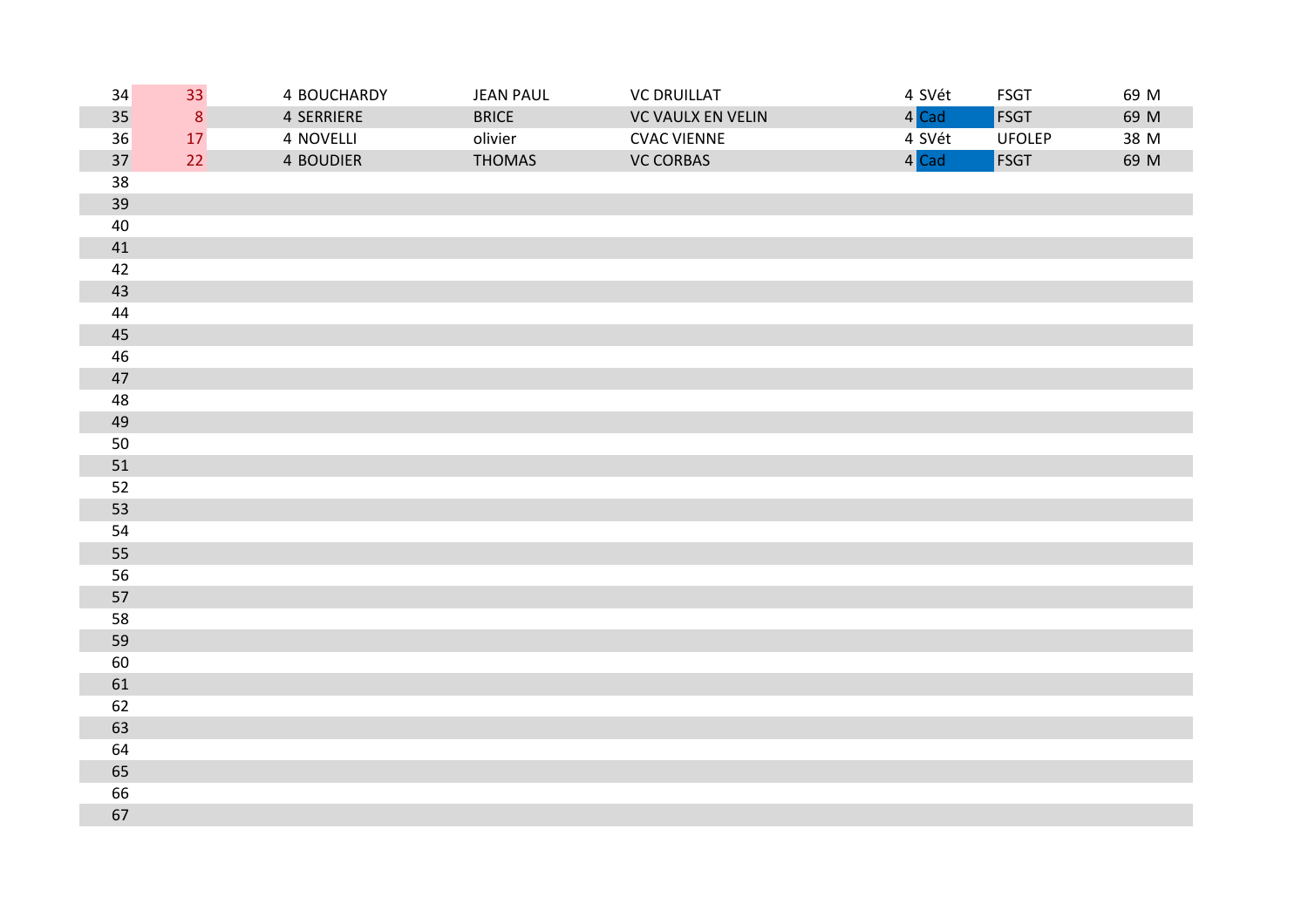| | | | | | | | | | | |
|---|---|---|---|---|---|---|---|---|---|---|
| 34 | 33 | 4 | BOUCHARDY | JEAN PAUL | VC DRUILLAT | 4 | SVét | FSGT | 69 | M |
| 35 | 8 | 4 | SERRIERE | BRICE | VC VAULX EN VELIN | 4 | Cad | FSGT | 69 | M |
| 36 | 17 | 4 | NOVELLI | olivier | CVAC VIENNE | 4 | SVét | UFOLEP | 38 | M |
| 37 | 22 | 4 | BOUDIER | THOMAS | VC CORBAS | 4 | Cad | FSGT | 69 | M |
| 38 | | | | | | | | | | |
| 39 | | | | | | | | | | |
| 40 | | | | | | | | | | |
| 41 | | | | | | | | | | |
| 42 | | | | | | | | | | |
| 43 | | | | | | | | | | |
| 44 | | | | | | | | | | |
| 45 | | | | | | | | | | |
| 46 | | | | | | | | | | |
| 47 | | | | | | | | | | |
| 48 | | | | | | | | | | |
| 49 | | | | | | | | | | |
| 50 | | | | | | | | | | |
| 51 | | | | | | | | | | |
| 52 | | | | | | | | | | |
| 53 | | | | | | | | | | |
| 54 | | | | | | | | | | |
| 55 | | | | | | | | | | |
| 56 | | | | | | | | | | |
| 57 | | | | | | | | | | |
| 58 | | | | | | | | | | |
| 59 | | | | | | | | | | |
| 60 | | | | | | | | | | |
| 61 | | | | | | | | | | |
| 62 | | | | | | | | | | |
| 63 | | | | | | | | | | |
| 64 | | | | | | | | | | |
| 65 | | | | | | | | | | |
| 66 | | | | | | | | | | |
| 67 | | | | | | | | | | |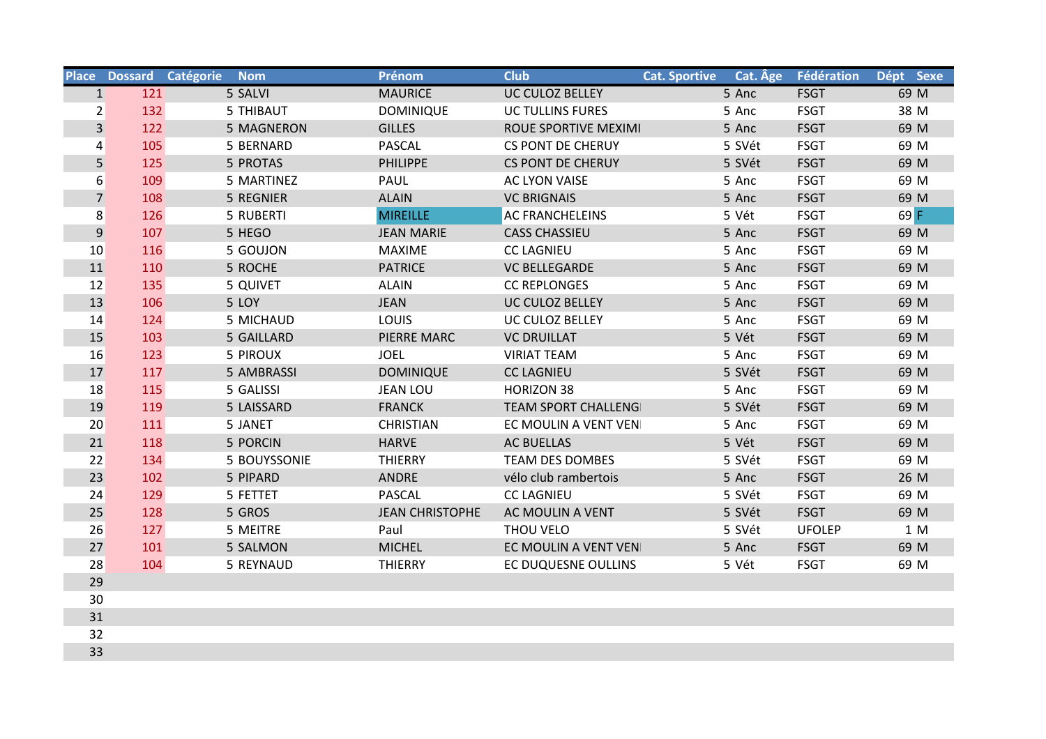| Place | Dossard | Catégorie | Nom | Prénom | Club | Cat. Sportive | Cat. Âge | Fédération | Dépt | Sexe |
|---|---|---|---|---|---|---|---|---|---|---|
| 1 | 121 | 5 | SALVI | MAURICE | UC CULOZ BELLEY | 5 | Anc | FSGT | 69 | M |
| 2 | 132 | 5 | THIBAUT | DOMINIQUE | UC TULLINS FURES | 5 | Anc | FSGT | 38 | M |
| 3 | 122 | 5 | MAGNERON | GILLES | ROUE SPORTIVE MEXIMI | 5 | Anc | FSGT | 69 | M |
| 4 | 105 | 5 | BERNARD | PASCAL | CS PONT DE CHERUY | 5 | SVét | FSGT | 69 | M |
| 5 | 125 | 5 | PROTAS | PHILIPPE | CS PONT DE CHERUY | 5 | SVét | FSGT | 69 | M |
| 6 | 109 | 5 | MARTINEZ | PAUL | AC LYON VAISE | 5 | Anc | FSGT | 69 | M |
| 7 | 108 | 5 | REGNIER | ALAIN | VC BRIGNAIS | 5 | Anc | FSGT | 69 | M |
| 8 | 126 | 5 | RUBERTI | MIREILLE | AC FRANCHELEINS | 5 | Vét | FSGT | 69 | F |
| 9 | 107 | 5 | HEGO | JEAN MARIE | CASS CHASSIEU | 5 | Anc | FSGT | 69 | M |
| 10 | 116 | 5 | GOUJON | MAXIME | CC LAGNIEU | 5 | Anc | FSGT | 69 | M |
| 11 | 110 | 5 | ROCHE | PATRICE | VC BELLEGARDE | 5 | Anc | FSGT | 69 | M |
| 12 | 135 | 5 | QUIVET | ALAIN | CC REPLONGES | 5 | Anc | FSGT | 69 | M |
| 13 | 106 | 5 | LOY | JEAN | UC CULOZ BELLEY | 5 | Anc | FSGT | 69 | M |
| 14 | 124 | 5 | MICHAUD | LOUIS | UC CULOZ BELLEY | 5 | Anc | FSGT | 69 | M |
| 15 | 103 | 5 | GAILLARD | PIERRE MARC | VC DRUILLAT | 5 | Vét | FSGT | 69 | M |
| 16 | 123 | 5 | PIROUX | JOEL | VIRIAT TEAM | 5 | Anc | FSGT | 69 | M |
| 17 | 117 | 5 | AMBRASSI | DOMINIQUE | CC LAGNIEU | 5 | SVét | FSGT | 69 | M |
| 18 | 115 | 5 | GALISSI | JEAN LOU | HORIZON 38 | 5 | Anc | FSGT | 69 | M |
| 19 | 119 | 5 | LAISSARD | FRANCK | TEAM SPORT CHALLENG | 5 | SVét | FSGT | 69 | M |
| 20 | 111 | 5 | JANET | CHRISTIAN | EC MOULIN A VENT VEN | 5 | Anc | FSGT | 69 | M |
| 21 | 118 | 5 | PORCIN | HARVE | AC BUELLAS | 5 | Vét | FSGT | 69 | M |
| 22 | 134 | 5 | BOUYSSONIE | THIERRY | TEAM DES DOMBES | 5 | SVét | FSGT | 69 | M |
| 23 | 102 | 5 | PIPARD | ANDRE | vélo club rambertois | 5 | Anc | FSGT | 26 | M |
| 24 | 129 | 5 | FETTET | PASCAL | CC LAGNIEU | 5 | SVét | FSGT | 69 | M |
| 25 | 128 | 5 | GROS | JEAN CHRISTOPHE | AC MOULIN A VENT | 5 | SVét | FSGT | 69 | M |
| 26 | 127 | 5 | MEITRE | Paul | THOU VELO | 5 | SVét | UFOLEP | 1 | M |
| 27 | 101 | 5 | SALMON | MICHEL | EC MOULIN A VENT VEN | 5 | Anc | FSGT | 69 | M |
| 28 | 104 | 5 | REYNAUD | THIERRY | EC DUQUESNE OULLINS | 5 | Vét | FSGT | 69 | M |
| 29 | | | | | | | | | | |
| 30 | | | | | | | | | | |
| 31 | | | | | | | | | | |
| 32 | | | | | | | | | | |
| 33 | | | | | | | | | | |